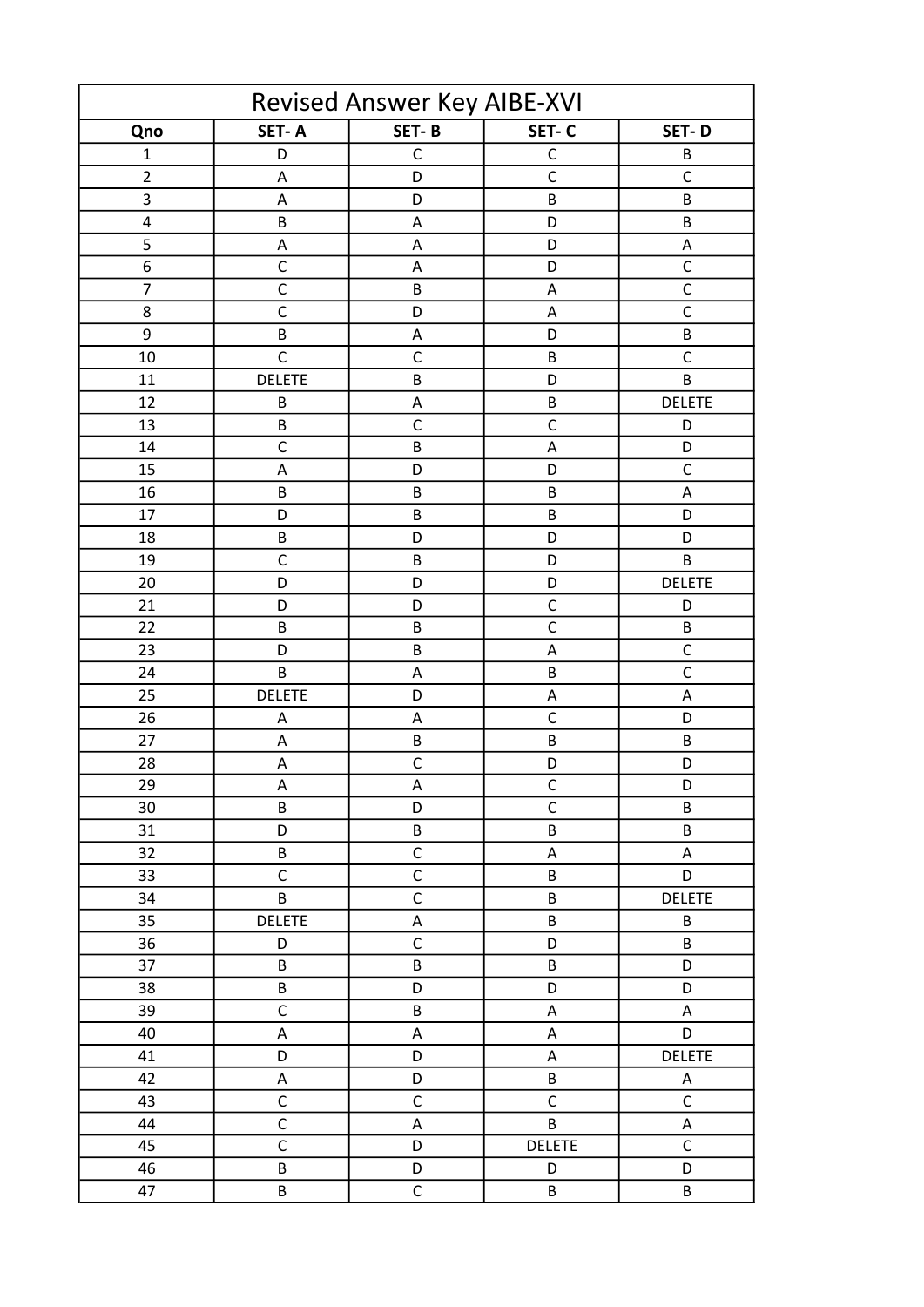| Revised Answer Key AIBE-XVI | | | | |
|---|---|---|---|---|
| **Qno** | **SET- A** | **SET- B** | **SET- C** | **SET- D** |
| 1 | D | C | C | B |
| 2 | A | D | C | C |
| 3 | A | D | B | B |
| 4 | B | A | D | B |
| 5 | A | A | D | A |
| 6 | C | A | D | C |
| 7 | C | B | A | C |
| 8 | C | D | A | C |
| 9 | B | A | D | B |
| 10 | C | C | B | C |
| 11 | DELETE | B | D | B |
| 12 | B | A | B | DELETE |
| 13 | B | C | C | D |
| 14 | C | B | A | D |
| 15 | A | D | D | C |
| 16 | B | B | B | A |
| 17 | D | B | B | D |
| 18 | B | D | D | D |
| 19 | C | B | D | B |
| 20 | D | D | D | DELETE |
| 21 | D | D | C | D |
| 22 | B | B | C | B |
| 23 | D | B | A | C |
| 24 | B | A | B | C |
| 25 | DELETE | D | A | A |
| 26 | A | A | C | D |
| 27 | A | B | B | B |
| 28 | A | C | D | D |
| 29 | A | A | C | D |
| 30 | B | D | C | B |
| 31 | D | B | B | B |
| 32 | B | C | A | A |
| 33 | C | C | B | D |
| 34 | B | C | B | DELETE |
| 35 | DELETE | A | B | B |
| 36 | D | C | D | B |
| 37 | B | B | B | D |
| 38 | B | D | D | D |
| 39 | C | B | A | A |
| 40 | A | A | A | D |
| 41 | D | D | A | DELETE |
| 42 | A | D | B | A |
| 43 | C | C | C | C |
| 44 | C | A | B | A |
| 45 | C | D | DELETE | C |
| 46 | B | D | D | D |
| 47 | B | C | B | B |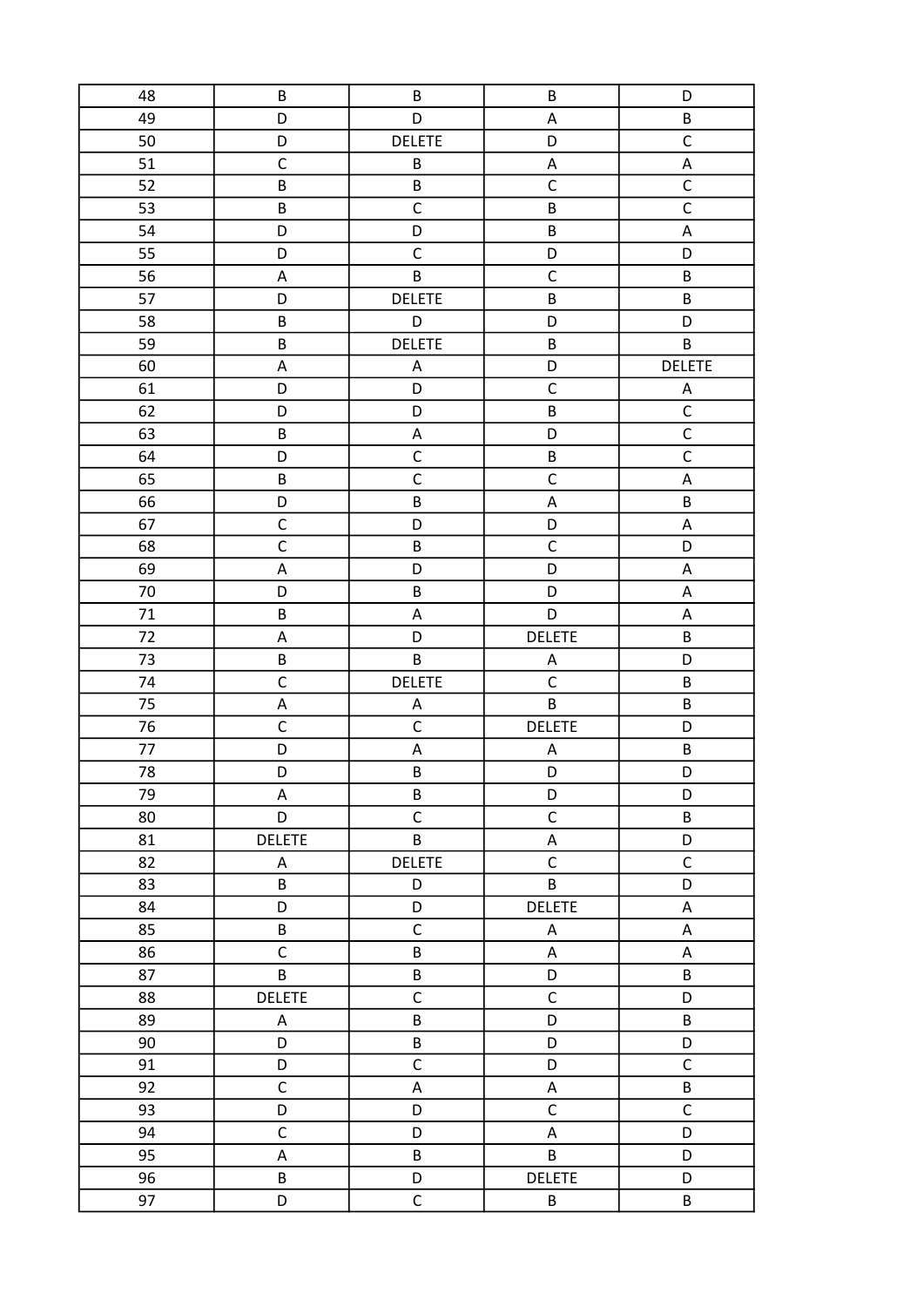| | | | | |
|---|---|---|---|---|
| 48 | B | B | B | D |
| 49 | D | D | A | B |
| 50 | D | DELETE | D | C |
| 51 | C | B | A | A |
| 52 | B | B | C | C |
| 53 | B | C | B | C |
| 54 | D | D | B | A |
| 55 | D | C | D | D |
| 56 | A | B | C | B |
| 57 | D | DELETE | B | B |
| 58 | B | D | D | D |
| 59 | B | DELETE | B | B |
| 60 | A | A | D | DELETE |
| 61 | D | D | C | A |
| 62 | D | D | B | C |
| 63 | B | A | D | C |
| 64 | D | C | B | C |
| 65 | B | C | C | A |
| 66 | D | B | A | B |
| 67 | C | D | D | A |
| 68 | C | B | C | D |
| 69 | A | D | D | A |
| 70 | D | B | D | A |
| 71 | B | A | D | A |
| 72 | A | D | DELETE | B |
| 73 | B | B | A | D |
| 74 | C | DELETE | C | B |
| 75 | A | A | B | B |
| 76 | C | C | DELETE | D |
| 77 | D | A | A | B |
| 78 | D | B | D | D |
| 79 | A | B | D | D |
| 80 | D | C | C | B |
| 81 | DELETE | B | A | D |
| 82 | A | DELETE | C | C |
| 83 | B | D | B | D |
| 84 | D | D | DELETE | A |
| 85 | B | C | A | A |
| 86 | C | B | A | A |
| 87 | B | B | D | B |
| 88 | DELETE | C | C | D |
| 89 | A | B | D | B |
| 90 | D | B | D | D |
| 91 | D | C | D | C |
| 92 | C | A | A | B |
| 93 | D | D | C | C |
| 94 | C | D | A | D |
| 95 | A | B | B | D |
| 96 | B | D | DELETE | D |
| 97 | D | C | B | B |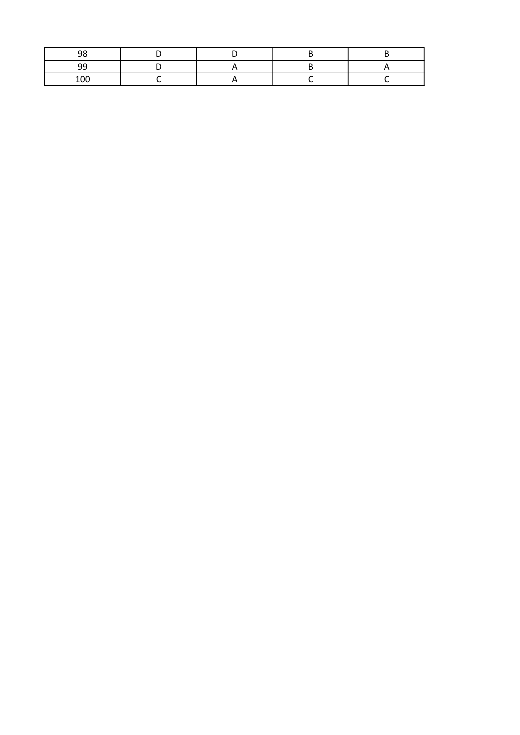| | | | | |
|---|---|---|---|---|
| 98 | D | D | B | B |
| 99 | D | A | B | A |
| 100 | C | A | C | C |